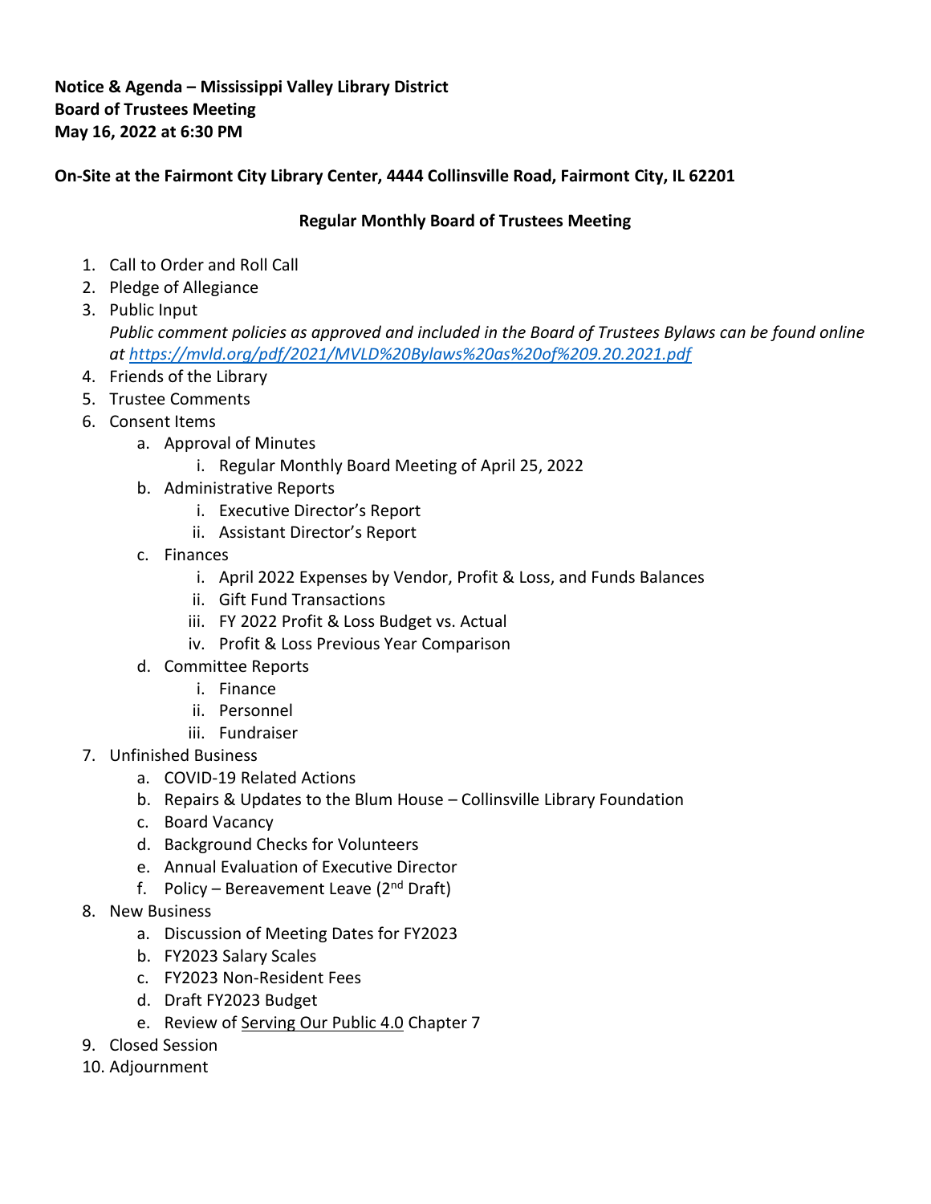**Notice & Agenda – Mississippi Valley Library District**
**Board of Trustees Meeting**
**May 16, 2022 at 6:30 PM**

**On-Site at the Fairmont City Library Center, 4444 Collinsville Road, Fairmont City, IL 62201**

**Regular Monthly Board of Trustees Meeting**

1. Call to Order and Roll Call
2. Pledge of Allegiance
3. Public Input
   *Public comment policies as approved and included in the Board of Trustees Bylaws can be found online at [https://mvld.org/pdf/2021/MVLD%20Bylaws%20as%20of%209.20.2021.pdf](https://mvld.org/pdf/2021/MVLD%20Bylaws%20as%20of%209.20.2021.pdf)*
4. Friends of the Library
5. Trustee Comments
6. Consent Items
   a. Approval of Minutes
      i. Regular Monthly Board Meeting of April 25, 2022
   b. Administrative Reports
      i. Executive Director's Report
      ii. Assistant Director's Report
   c. Finances
      i. April 2022 Expenses by Vendor, Profit & Loss, and Funds Balances
      ii. Gift Fund Transactions
      iii. FY 2022 Profit & Loss Budget vs. Actual
      iv. Profit & Loss Previous Year Comparison
   d. Committee Reports
      i. Finance
      ii. Personnel
      iii. Fundraiser
7. Unfinished Business
   a. COVID-19 Related Actions
   b. Repairs & Updates to the Blum House – Collinsville Library Foundation
   c. Board Vacancy
   d. Background Checks for Volunteers
   e. Annual Evaluation of Executive Director
   f. Policy – Bereavement Leave (2nd Draft)
8. New Business
   a. Discussion of Meeting Dates for FY2023
   b. FY2023 Salary Scales
   c. FY2023 Non-Resident Fees
   d. Draft FY2023 Budget
   e. Review of Serving Our Public 4.0 Chapter 7
9. Closed Session
10. Adjournment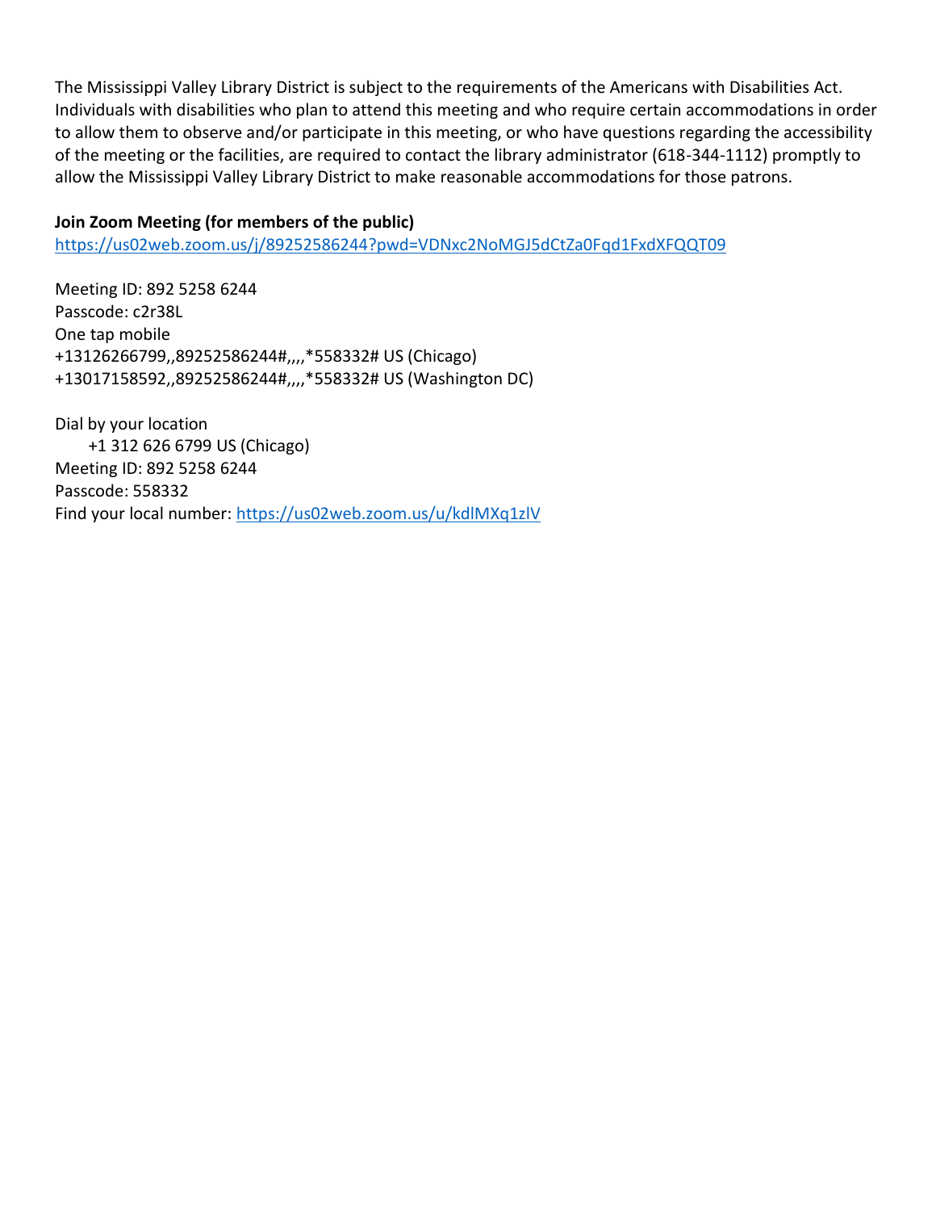The Mississippi Valley Library District is subject to the requirements of the Americans with Disabilities Act. Individuals with disabilities who plan to attend this meeting and who require certain accommodations in order to allow them to observe and/or participate in this meeting, or who have questions regarding the accessibility of the meeting or the facilities, are required to contact the library administrator (618-344-1112) promptly to allow the Mississippi Valley Library District to make reasonable accommodations for those patrons.

**Join Zoom Meeting (for members of the public)**
https://us02web.zoom.us/j/89252586244?pwd=VDNxc2NoMGJ5dCtZa0Fqd1FxdXFQQT09

Meeting ID: 892 5258 6244
Passcode: c2r38L
One tap mobile
+13126266799,,89252586244#,,,,*558332# US (Chicago)
+13017158592,,89252586244#,,,,*558332# US (Washington DC)

Dial by your location
+1 312 626 6799 US (Chicago)
Meeting ID: 892 5258 6244
Passcode: 558332
Find your local number: https://us02web.zoom.us/u/kdlMXq1zlV